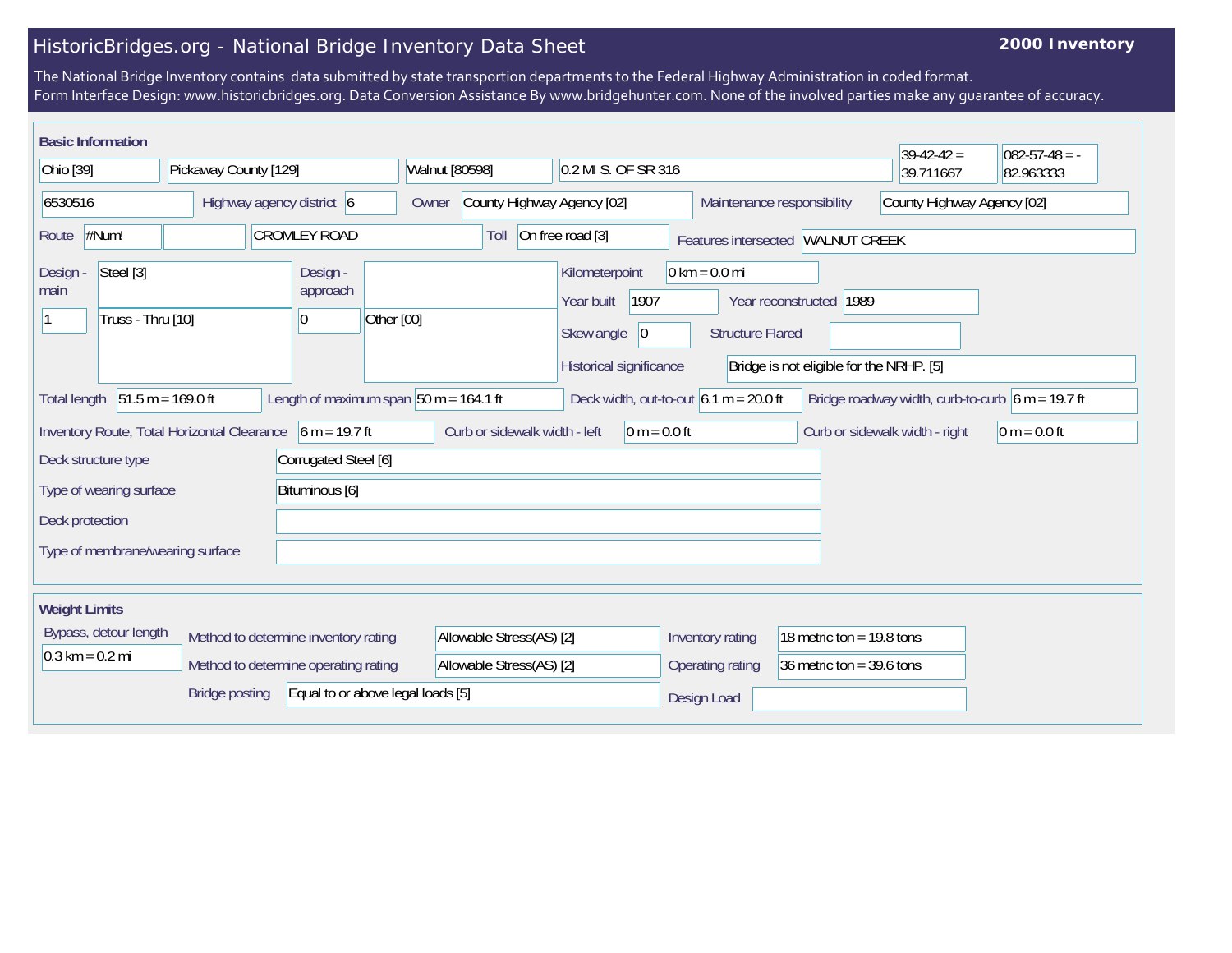# HistoricBridges.org - National Bridge Inventory Data Sheet

**2000 Inventory**

The National Bridge Inventory contains data submitted by state transportion departments to the Federal Highway Administration in coded format.
Form Interface Design: www.historicbridges.org. Data Conversion Assistance By www.bridgehunter.com. None of the involved parties make any guarantee of accuracy.

## Basic Information

| | |
|---|---|
| State | Ohio [39] |
| County | Pickaway County [129] |
| Place | Walnut [80598] |
| Location | 0.2 MI S. OF SR 316 |
| Latitude | 39-42-42 = 39.711667 |
| Longitude | 082-57-48 = -82.963333 |
| Structure Number | 6530516 |
| Highway agency district | 6 |
| Owner | County Highway Agency [02] |
| Maintenance responsibility | County Highway Agency [02] |
| Route | #Num! |
| Facility Carried | CROMLEY ROAD |
| Toll | On free road [3] |
| Features intersected | WALNUT CREEK |
| Design - main | Steel [3] |
| Number of main spans | 1 |
| Main design type | Truss - Thru [10] |
| Design - approach | |
| Number of approach spans | 0 |
| Approach design type | Other [00] |
| Kilometerpoint | 0 km = 0.0 mi |
| Year built | 1907 |
| Year reconstructed | 1989 |
| Skew angle | 0 |
| Structure Flared | |
| Historical significance | Bridge is not eligible for the NRHP. [5] |
| Total length | 51.5 m = 169.0 ft |
| Length of maximum span | 50 m = 164.1 ft |
| Deck width, out-to-out | 6.1 m = 20.0 ft |
| Bridge roadway width, curb-to-curb | 6 m = 19.7 ft |
| Inventory Route, Total Horizontal Clearance | 6 m = 19.7 ft |
| Curb or sidewalk width - left | 0 m = 0.0 ft |
| Curb or sidewalk width - right | 0 m = 0.0 ft |
| Deck structure type | Corrugated Steel [6] |
| Type of wearing surface | Bituminous [6] |
| Deck protection | |
| Type of membrane/wearing surface | |

## Weight Limits

| | |
|---|---|
| Bypass, detour length | 0.3 km = 0.2 mi |
| Method to determine inventory rating | Allowable Stress(AS) [2] |
| Method to determine operating rating | Allowable Stress(AS) [2] |
| Bridge posting | Equal to or above legal loads [5] |
| Inventory rating | 18 metric ton = 19.8 tons |
| Operating rating | 36 metric ton = 39.6 tons |
| Design Load | |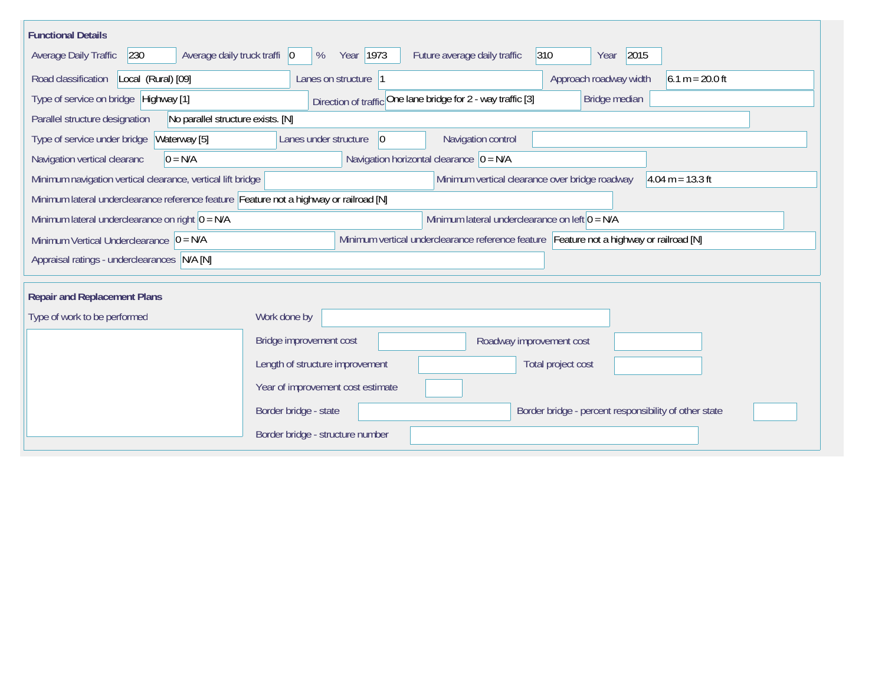## Functional Details

| Field | Value |
| --- | --- |
| Average Daily Traffic | 230 |
| Average daily truck traffi | 0 % |
| Year | 1973 |
| Future average daily traffic | 310 |
| Year | 2015 |
| Road classification | Local (Rural) [09] |
| Lanes on structure | 1 |
| Approach roadway width | 6.1 m = 20.0 ft |
| Type of service on bridge | Highway [1] |
| Direction of traffic | One lane bridge for 2 - way traffic [3] |
| Bridge median | |
| Parallel structure designation | No parallel structure exists. [N] |
| Type of service under bridge | Waterway [5] |
| Lanes under structure | 0 |
| Navigation control | |
| Navigation vertical clearanc | 0 = N/A |
| Navigation horizontal clearance | 0 = N/A |
| Minimum navigation vertical clearance, vertical lift bridge | |
| Minimum vertical clearance over bridge roadway | 4.04 m = 13.3 ft |
| Minimum lateral underclearance reference feature | Feature not a highway or railroad [N] |
| Minimum lateral underclearance on right | 0 = N/A |
| Minimum lateral underclearance on left | 0 = N/A |
| Minimum Vertical Underclearance | 0 = N/A |
| Minimum vertical underclearance reference feature | Feature not a highway or railroad [N] |
| Appraisal ratings - underclearances | N/A [N] |

## Repair and Replacement Plans

| Field | Value |
| --- | --- |
| Type of work to be performed | |
| Work done by | |
| Bridge improvement cost | |
| Roadway improvement cost | |
| Length of structure improvement | |
| Total project cost | |
| Year of improvement cost estimate | |
| Border bridge - state | |
| Border bridge - percent responsibility of other state | |
| Border bridge - structure number | |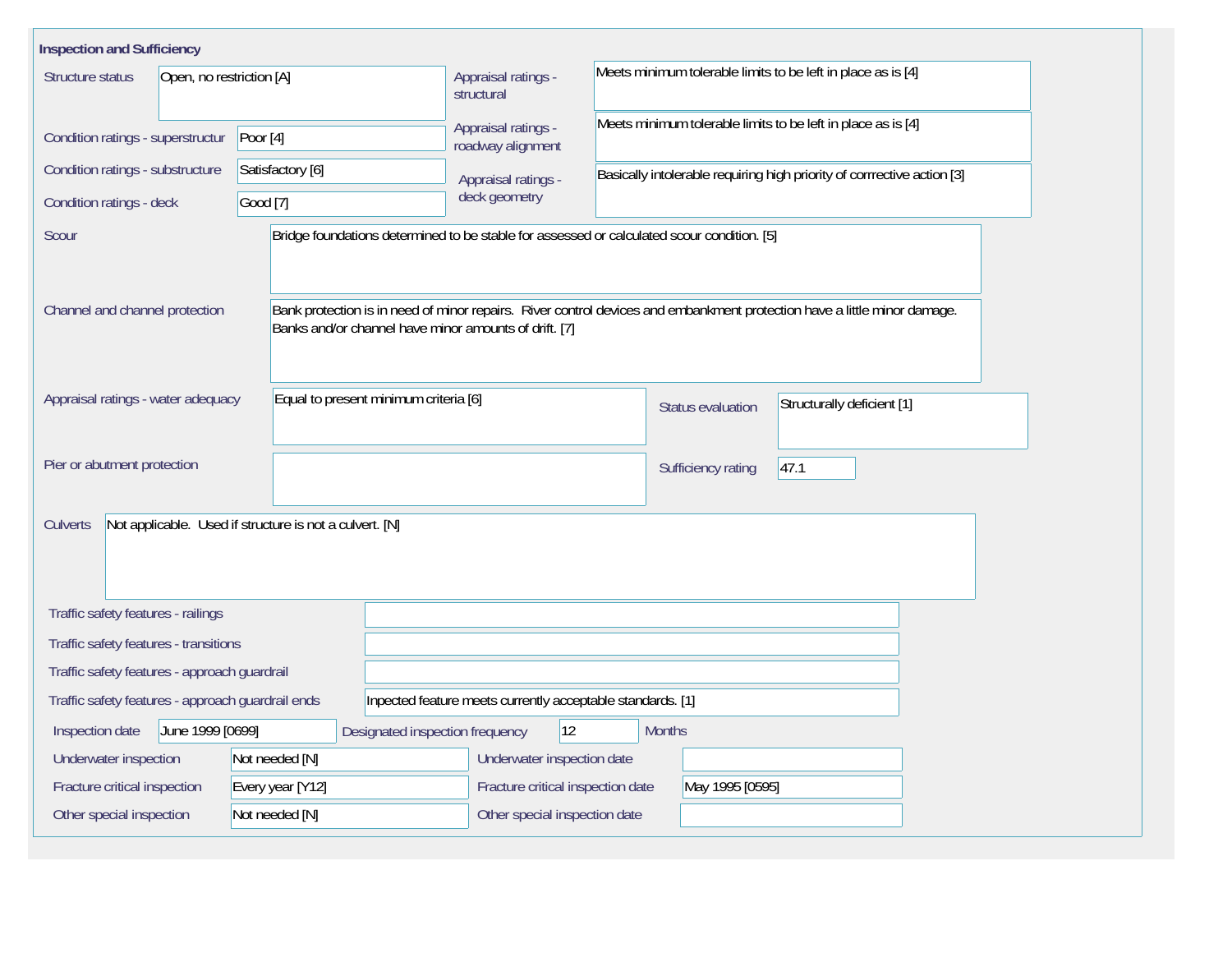## Inspection and Sufficiency

| Field | Value |
|---|---|
| Structure status | Open, no restriction [A] |
| Appraisal ratings - structural | Meets minimum tolerable limits to be left in place as is [4] |
| Condition ratings - superstructur | Poor [4] |
| Appraisal ratings - roadway alignment | Meets minimum tolerable limits to be left in place as is [4] |
| Condition ratings - substructure | Satisfactory [6] |
| Appraisal ratings - deck geometry | Basically intolerable requiring high priority of corrrective action [3] |
| Condition ratings - deck | Good [7] |
| Scour | Bridge foundations determined to be stable for assessed or calculated scour condition. [5] |
| Channel and channel protection | Bank protection is in need of minor repairs. River control devices and embankment protection have a little minor damage. Banks and/or channel have minor amounts of drift. [7] |
| Appraisal ratings - water adequacy | Equal to present minimum criteria [6] |
| Status evaluation | Structurally deficient [1] |
| Pier or abutment protection | |
| Sufficiency rating | 47.1 |
| Culverts | Not applicable. Used if structure is not a culvert. [N] |
| Traffic safety features - railings | |
| Traffic safety features - transitions | |
| Traffic safety features - approach guardrail | |
| Traffic safety features - approach guardrail ends | Inpected feature meets currently acceptable standards. [1] |
| Inspection date | June 1999 [0699] |
| Designated inspection frequency | 12 Months |
| Underwater inspection | Not needed [N] |
| Underwater inspection date | |
| Fracture critical inspection | Every year [Y12] |
| Fracture critical inspection date | May 1995 [0595] |
| Other special inspection | Not needed [N] |
| Other special inspection date | |